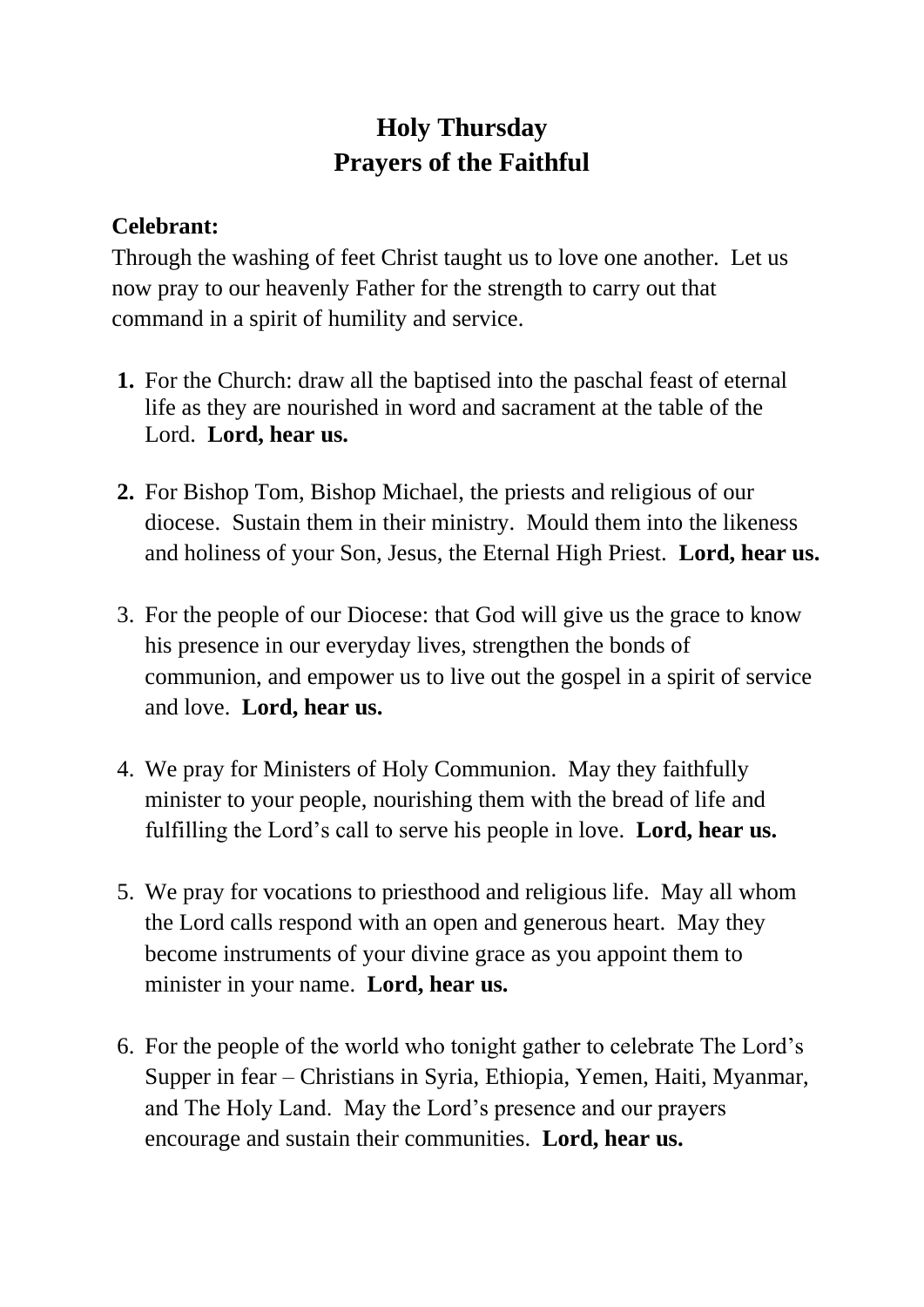# Holy Thursday
# Prayers of the Faithful

**Celebrant:**
Through the washing of feet Christ taught us to love one another. Let us now pray to our heavenly Father for the strength to carry out that command in a spirit of humility and service.

1. For the Church: draw all the baptised into the paschal feast of eternal life as they are nourished in word and sacrament at the table of the Lord. **Lord, hear us.**

2. For Bishop Tom, Bishop Michael, the priests and religious of our diocese. Sustain them in their ministry. Mould them into the likeness and holiness of your Son, Jesus, the Eternal High Priest. **Lord, hear us.**

3. For the people of our Diocese: that God will give us the grace to know his presence in our everyday lives, strengthen the bonds of communion, and empower us to live out the gospel in a spirit of service and love. **Lord, hear us.**

4. We pray for Ministers of Holy Communion. May they faithfully minister to your people, nourishing them with the bread of life and fulfilling the Lord's call to serve his people in love. **Lord, hear us.**

5. We pray for vocations to priesthood and religious life. May all whom the Lord calls respond with an open and generous heart. May they become instruments of your divine grace as you appoint them to minister in your name. **Lord, hear us.**

6. For the people of the world who tonight gather to celebrate The Lord's Supper in fear – Christians in Syria, Ethiopia, Yemen, Haiti, Myanmar, and The Holy Land. May the Lord's presence and our prayers encourage and sustain their communities. **Lord, hear us.**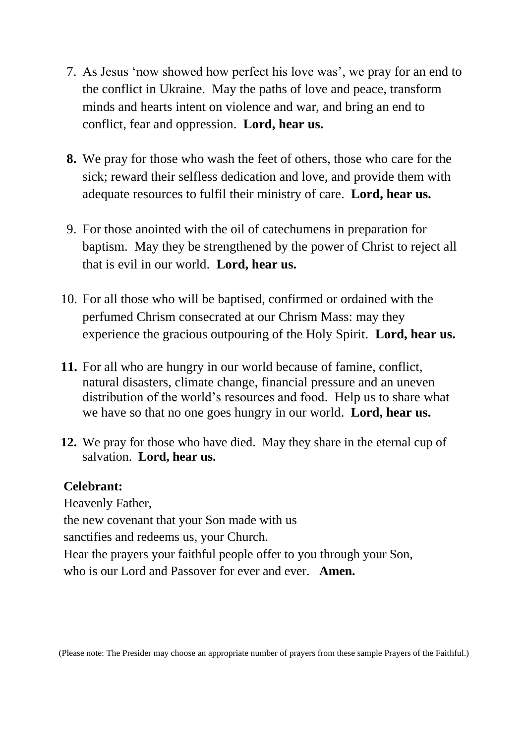7. As Jesus 'now showed how perfect his love was', we pray for an end to the conflict in Ukraine. May the paths of love and peace, transform minds and hearts intent on violence and war, and bring an end to conflict, fear and oppression. **Lord, hear us.**

8. We pray for those who wash the feet of others, those who care for the sick; reward their selfless dedication and love, and provide them with adequate resources to fulfil their ministry of care. **Lord, hear us.**

9. For those anointed with the oil of catechumens in preparation for baptism. May they be strengthened by the power of Christ to reject all that is evil in our world. **Lord, hear us.**

10. For all those who will be baptised, confirmed or ordained with the perfumed Chrism consecrated at our Chrism Mass: may they experience the gracious outpouring of the Holy Spirit. **Lord, hear us.**

11. For all who are hungry in our world because of famine, conflict, natural disasters, climate change, financial pressure and an uneven distribution of the world's resources and food. Help us to share what we have so that no one goes hungry in our world. **Lord, hear us.**

12. We pray for those who have died. May they share in the eternal cup of salvation. **Lord, hear us.**

**Celebrant:**

Heavenly Father,
the new covenant that your Son made with us
sanctifies and redeems us, your Church.
Hear the prayers your faithful people offer to you through your Son,
who is our Lord and Passover for ever and ever. **Amen.**

(Please note: The Presider may choose an appropriate number of prayers from these sample Prayers of the Faithful.)